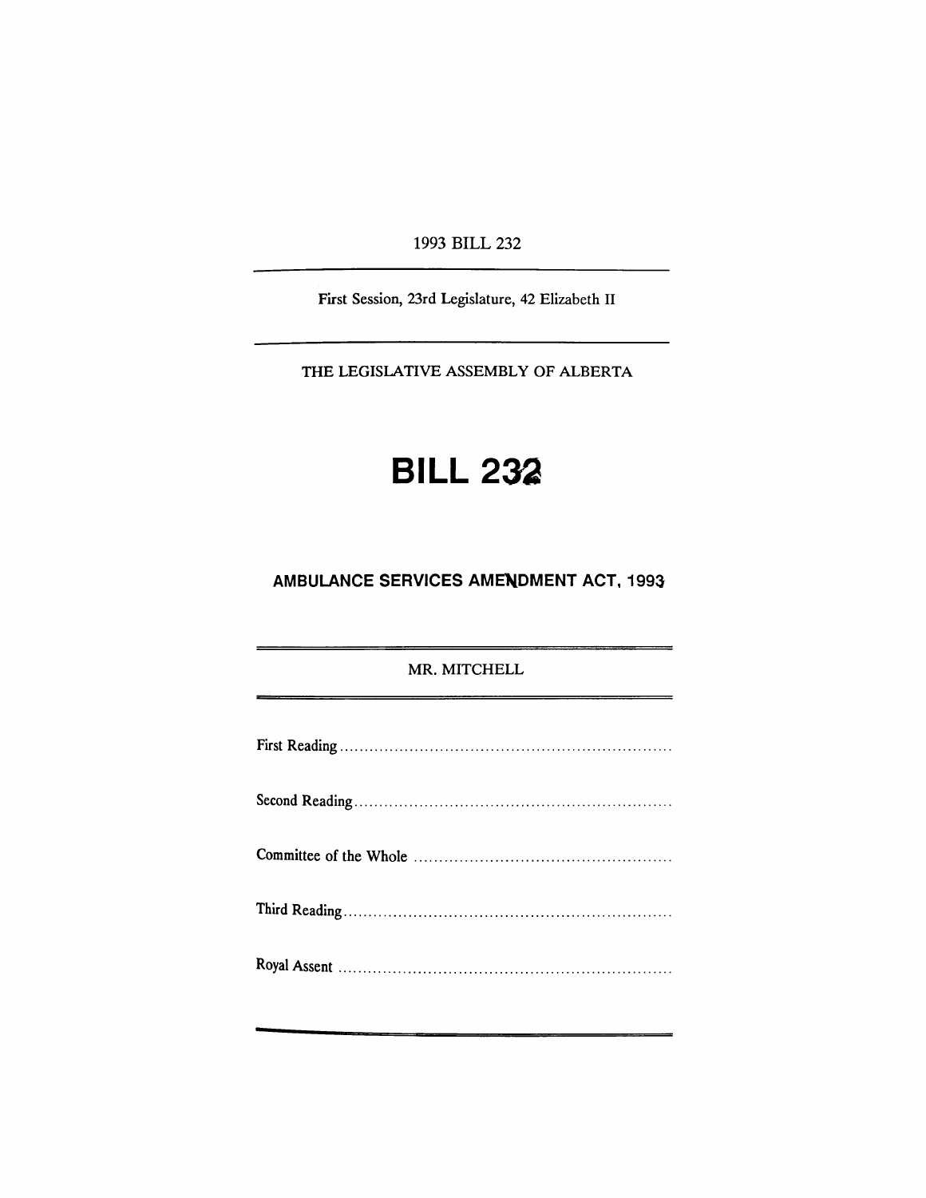1993 BILL 232

First Session, 23rd Legislature, 42 Elizabeth II

THE LEGISLATIVE ASSEMBLY OF ALBERTA

# BILL 232

## AMBULANCE SERVICES AMENDMENT ACT, 1993

MR. MITCHELL

First Reading ..................................................................

Second Reading ...............................................................

Committee of the Whole ...................................................

Third Reading .................................................................

Royal Assent ..................................................................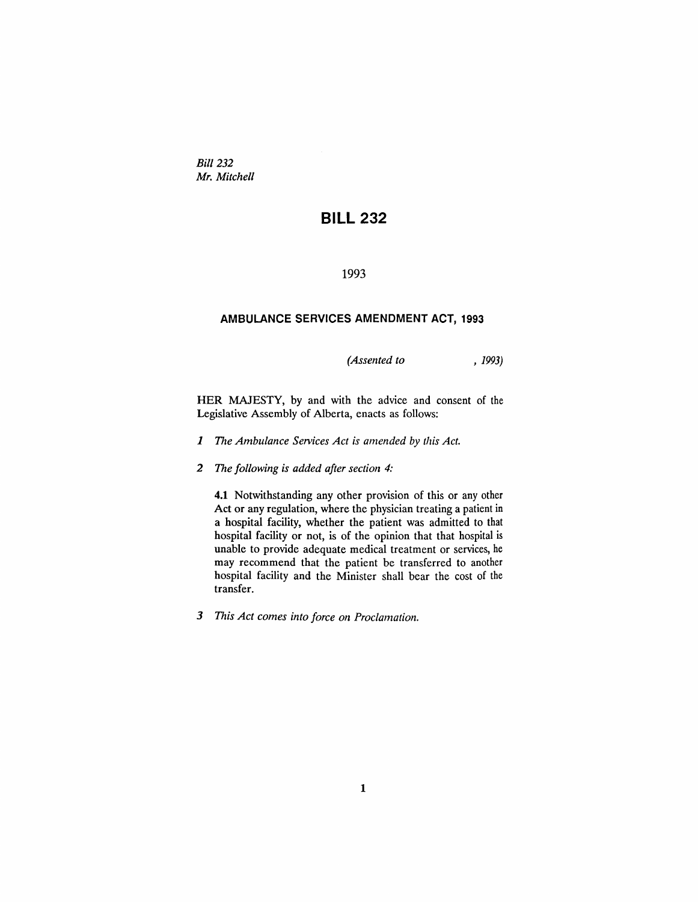*Bill 232*
*Mr. Mitchell*

# BILL 232

1993

## AMBULANCE SERVICES AMENDMENT ACT, 1993

*(Assented to , 1993)*

HER MAJESTY, by and with the advice and consent of the Legislative Assembly of Alberta, enacts as follows:

*1 The Ambulance Services Act is amended by this Act.*

*2 The following is added after section 4:*

> **4.1** Notwithstanding any other provision of this or any other Act or any regulation, where the physician treating a patient in a hospital facility, whether the patient was admitted to that hospital facility or not, is of the opinion that that hospital is unable to provide adequate medical treatment or services, he may recommend that the patient be transferred to another hospital facility and the Minister shall bear the cost of the transfer.

*3 This Act comes into force on Proclamation.*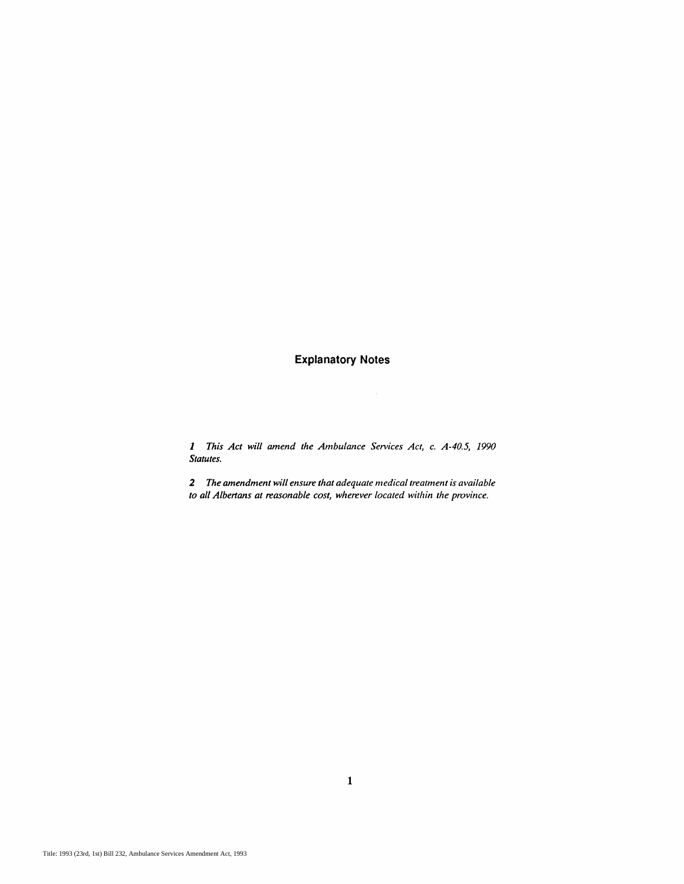## Explanatory Notes

*1 This Act will amend the Ambulance Services Act, c. A-40.5, 1990 Statutes.*

*2 The amendment will ensure that adequate medical treatment is available to all Albertans at reasonable cost, wherever located within the province.*